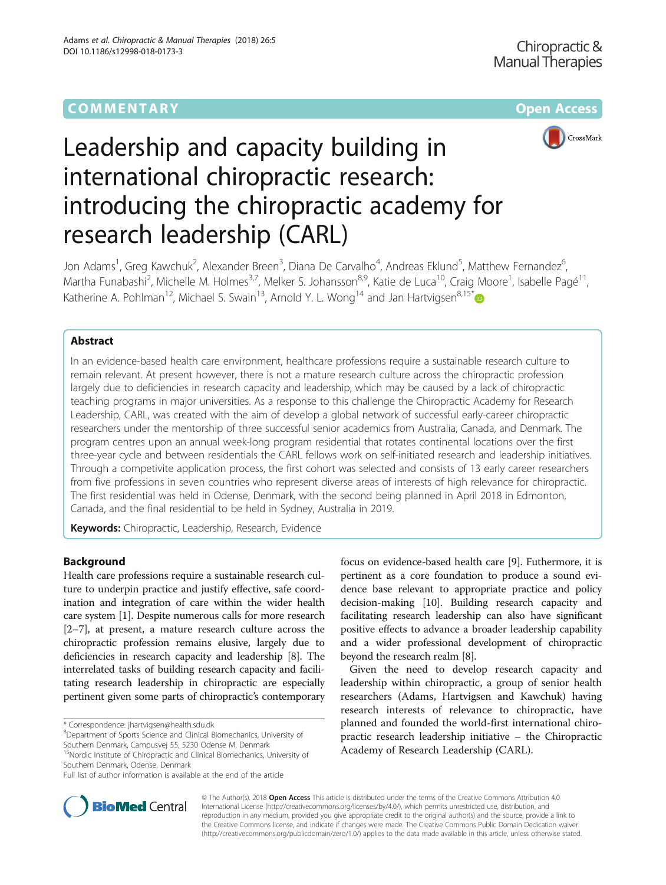COMMENTARY

Open Access

# Leadership and capacity building in international chiropractic research: introducing the chiropractic academy for research leadership (CARL)

Jon Adams[1], Greg Kawchuk[2], Alexander Breen[3], Diana De Carvalho[4], Andreas Eklund[5], Matthew Fernandez[6], Martha Funabashi[2], Michelle M. Holmes[3,7], Melker S. Johansson[8,9], Katie de Luca[10], Craig Moore[1], Isabelle Pagé[11], Katherine A. Pohlman[12], Michael S. Swain[13], Arnold Y. L. Wong[14] and Jan Hartvigsen[8,15*]

## Abstract

In an evidence-based health care environment, healthcare professions require a sustainable research culture to remain relevant. At present however, there is not a mature research culture across the chiropractic profession largely due to deficiencies in research capacity and leadership, which may be caused by a lack of chiropractic teaching programs in major universities. As a response to this challenge the Chiropractic Academy for Research Leadership, CARL, was created with the aim of develop a global network of successful early-career chiropractic researchers under the mentorship of three successful senior academics from Australia, Canada, and Denmark. The program centres upon an annual week-long program residential that rotates continental locations over the first three-year cycle and between residentials the CARL fellows work on self-initiated research and leadership initiatives. Through a competivite application process, the first cohort was selected and consists of 13 early career researchers from five professions in seven countries who represent diverse areas of interests of high relevance for chiropractic. The first residential was held in Odense, Denmark, with the second being planned in April 2018 in Edmonton, Canada, and the final residential to be held in Sydney, Australia in 2019.

**Keywords:** Chiropractic, Leadership, Research, Evidence

## Background

Health care professions require a sustainable research culture to underpin practice and justify effective, safe coordination and integration of care within the wider health care system [1]. Despite numerous calls for more research [2–7], at present, a mature research culture across the chiropractic profession remains elusive, largely due to deficiencies in research capacity and leadership [8]. The interrelated tasks of building research capacity and facilitating research leadership in chiropractic are especially pertinent given some parts of chiropractic's contemporary focus on evidence-based health care [9]. Futhermore, it is pertinent as a core foundation to produce a sound evidence base relevant to appropriate practice and policy decision-making [10]. Building research capacity and facilitating research leadership can also have significant positive effects to advance a broader leadership capability and a wider professional development of chiropractic beyond the research realm [8].

Given the need to develop research capacity and leadership within chiropractic, a group of senior health researchers (Adams, Hartvigsen and Kawchuk) having research interests of relevance to chiropractic, have planned and founded the world-first international chiropractic research leadership initiative – the Chiropractic Academy of Research Leadership (CARL).

\* Correspondence: jhartvigsen@health.sdu.dk

[8]Department of Sports Science and Clinical Biomechanics, University of Southern Denmark, Campusvej 55, 5230 Odense M, Denmark

[15]Nordic Institute of Chiropractic and Clinical Biomechanics, University of Southern Denmark, Odense, Denmark

Full list of author information is available at the end of the article

© The Author(s). 2018 **Open Access** This article is distributed under the terms of the Creative Commons Attribution 4.0 International License (http://creativecommons.org/licenses/by/4.0/), which permits unrestricted use, distribution, and reproduction in any medium, provided you give appropriate credit to the original author(s) and the source, provide a link to the Creative Commons license, and indicate if changes were made. The Creative Commons Public Domain Dedication waiver (http://creativecommons.org/publicdomain/zero/1.0/) applies to the data made available in this article, unless otherwise stated.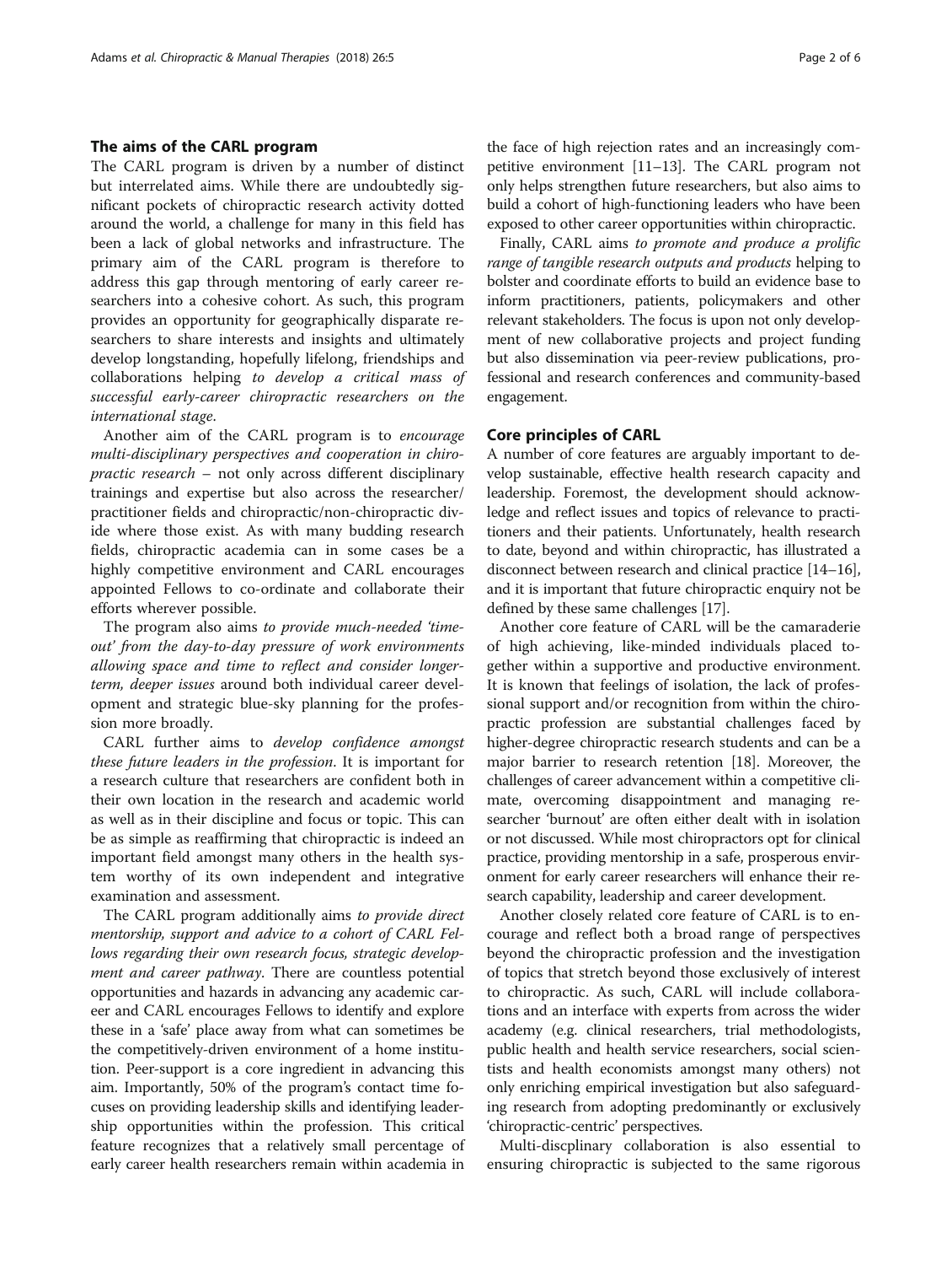## The aims of the CARL program

The CARL program is driven by a number of distinct but interrelated aims. While there are undoubtedly significant pockets of chiropractic research activity dotted around the world, a challenge for many in this field has been a lack of global networks and infrastructure. The primary aim of the CARL program is therefore to address this gap through mentoring of early career researchers into a cohesive cohort. As such, this program provides an opportunity for geographically disparate researchers to share interests and insights and ultimately develop longstanding, hopefully lifelong, friendships and collaborations helping *to develop a critical mass of successful early-career chiropractic researchers on the international stage*.

Another aim of the CARL program is to *encourage multi-disciplinary perspectives and cooperation in chiropractic research* – not only across different disciplinary trainings and expertise but also across the researcher/practitioner fields and chiropractic/non-chiropractic divide where those exist. As with many budding research fields, chiropractic academia can in some cases be a highly competitive environment and CARL encourages appointed Fellows to co-ordinate and collaborate their efforts wherever possible.

The program also aims *to provide much-needed 'time-out' from the day-to-day pressure of work environments allowing space and time to reflect and consider longer-term, deeper issues* around both individual career development and strategic blue-sky planning for the profession more broadly.

CARL further aims to *develop confidence amongst these future leaders in the profession*. It is important for a research culture that researchers are confident both in their own location in the research and academic world as well as in their discipline and focus or topic. This can be as simple as reaffirming that chiropractic is indeed an important field amongst many others in the health system worthy of its own independent and integrative examination and assessment.

The CARL program additionally aims *to provide direct mentorship, support and advice to a cohort of CARL Fellows regarding their own research focus, strategic development and career pathway*. There are countless potential opportunities and hazards in advancing any academic career and CARL encourages Fellows to identify and explore these in a 'safe' place away from what can sometimes be the competitively-driven environment of a home institution. Peer-support is a core ingredient in advancing this aim. Importantly, 50% of the program's contact time focuses on providing leadership skills and identifying leadership opportunities within the profession. This critical feature recognizes that a relatively small percentage of early career health researchers remain within academia in the face of high rejection rates and an increasingly competitive environment [11–13]. The CARL program not only helps strengthen future researchers, but also aims to build a cohort of high-functioning leaders who have been exposed to other career opportunities within chiropractic.

Finally, CARL aims *to promote and produce a prolific range of tangible research outputs and products* helping to bolster and coordinate efforts to build an evidence base to inform practitioners, patients, policymakers and other relevant stakeholders. The focus is upon not only development of new collaborative projects and project funding but also dissemination via peer-review publications, professional and research conferences and community-based engagement.

## Core principles of CARL

A number of core features are arguably important to develop sustainable, effective health research capacity and leadership. Foremost, the development should acknowledge and reflect issues and topics of relevance to practitioners and their patients. Unfortunately, health research to date, beyond and within chiropractic, has illustrated a disconnect between research and clinical practice [14–16], and it is important that future chiropractic enquiry not be defined by these same challenges [17].

Another core feature of CARL will be the camaraderie of high achieving, like-minded individuals placed together within a supportive and productive environment. It is known that feelings of isolation, the lack of professional support and/or recognition from within the chiropractic profession are substantial challenges faced by higher-degree chiropractic research students and can be a major barrier to research retention [18]. Moreover, the challenges of career advancement within a competitive climate, overcoming disappointment and managing researcher 'burnout' are often either dealt with in isolation or not discussed. While most chiropractors opt for clinical practice, providing mentorship in a safe, prosperous environment for early career researchers will enhance their research capability, leadership and career development.

Another closely related core feature of CARL is to encourage and reflect both a broad range of perspectives beyond the chiropractic profession and the investigation of topics that stretch beyond those exclusively of interest to chiropractic. As such, CARL will include collaborations and an interface with experts from across the wider academy (e.g. clinical researchers, trial methodologists, public health and health service researchers, social scientists and health economists amongst many others) not only enriching empirical investigation but also safeguarding research from adopting predominantly or exclusively 'chiropractic-centric' perspectives.

Multi-discplinary collaboration is also essential to ensuring chiropractic is subjected to the same rigorous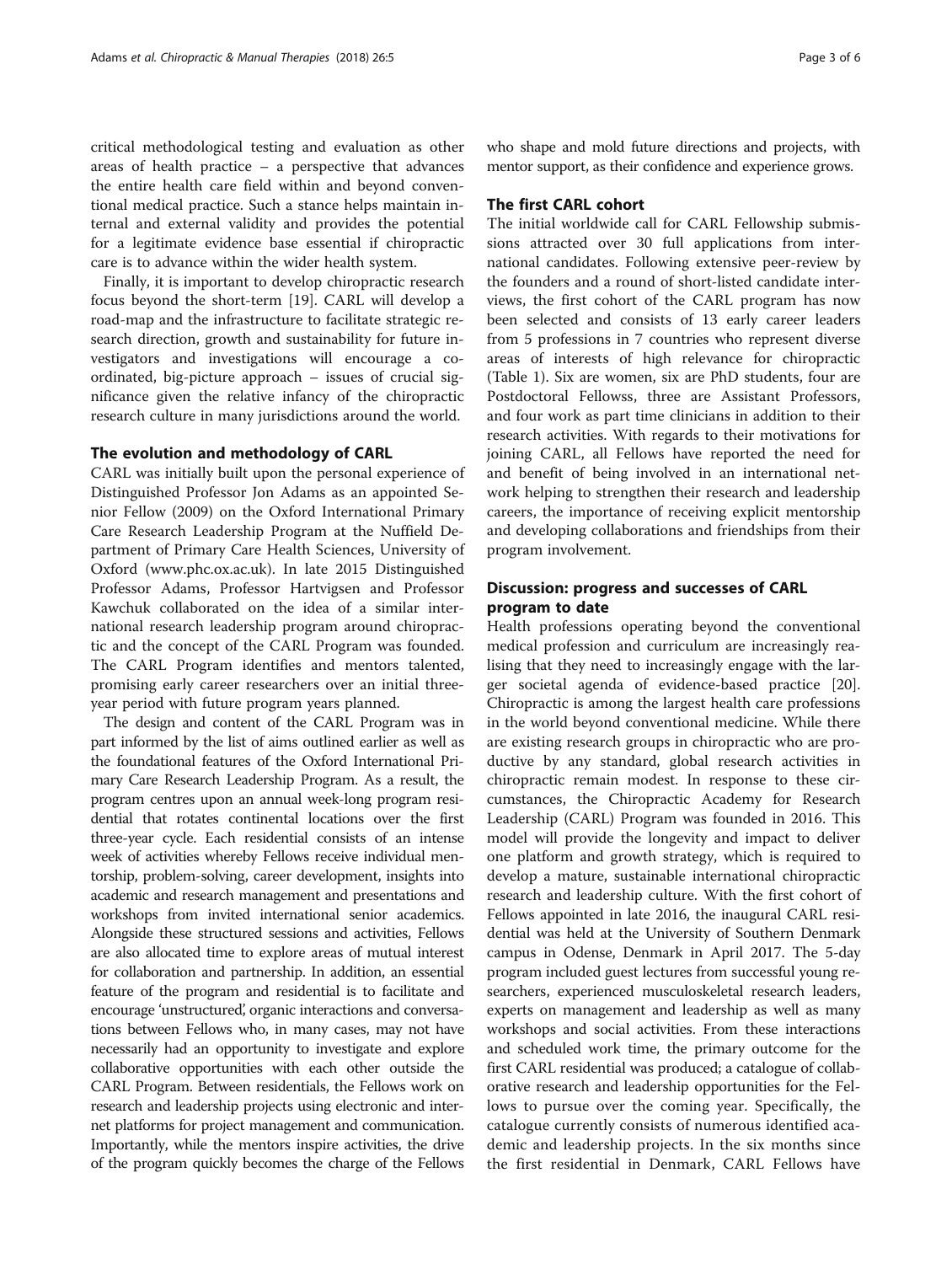critical methodological testing and evaluation as other areas of health practice – a perspective that advances the entire health care field within and beyond conventional medical practice. Such a stance helps maintain internal and external validity and provides the potential for a legitimate evidence base essential if chiropractic care is to advance within the wider health system.

Finally, it is important to develop chiropractic research focus beyond the short-term [19]. CARL will develop a road-map and the infrastructure to facilitate strategic research direction, growth and sustainability for future investigators and investigations will encourage a coordinated, big-picture approach – issues of crucial significance given the relative infancy of the chiropractic research culture in many jurisdictions around the world.

## The evolution and methodology of CARL

CARL was initially built upon the personal experience of Distinguished Professor Jon Adams as an appointed Senior Fellow (2009) on the Oxford International Primary Care Research Leadership Program at the Nuffield Department of Primary Care Health Sciences, University of Oxford (www.phc.ox.ac.uk). In late 2015 Distinguished Professor Adams, Professor Hartvigsen and Professor Kawchuk collaborated on the idea of a similar international research leadership program around chiropractic and the concept of the CARL Program was founded. The CARL Program identifies and mentors talented, promising early career researchers over an initial three-year period with future program years planned.

The design and content of the CARL Program was in part informed by the list of aims outlined earlier as well as the foundational features of the Oxford International Primary Care Research Leadership Program. As a result, the program centres upon an annual week-long program residential that rotates continental locations over the first three-year cycle. Each residential consists of an intense week of activities whereby Fellows receive individual mentorship, problem-solving, career development, insights into academic and research management and presentations and workshops from invited international senior academics. Alongside these structured sessions and activities, Fellows are also allocated time to explore areas of mutual interest for collaboration and partnership. In addition, an essential feature of the program and residential is to facilitate and encourage 'unstructured', organic interactions and conversations between Fellows who, in many cases, may not have necessarily had an opportunity to investigate and explore collaborative opportunities with each other outside the CARL Program. Between residentials, the Fellows work on research and leadership projects using electronic and internet platforms for project management and communication. Importantly, while the mentors inspire activities, the drive of the program quickly becomes the charge of the Fellows who shape and mold future directions and projects, with mentor support, as their confidence and experience grows.

## The first CARL cohort

The initial worldwide call for CARL Fellowship submissions attracted over 30 full applications from international candidates. Following extensive peer-review by the founders and a round of short-listed candidate interviews, the first cohort of the CARL program has now been selected and consists of 13 early career leaders from 5 professions in 7 countries who represent diverse areas of interests of high relevance for chiropractic (Table 1). Six are women, six are PhD students, four are Postdoctoral Fellowss, three are Assistant Professors, and four work as part time clinicians in addition to their research activities. With regards to their motivations for joining CARL, all Fellows have reported the need for and benefit of being involved in an international network helping to strengthen their research and leadership careers, the importance of receiving explicit mentorship and developing collaborations and friendships from their program involvement.

## Discussion: progress and successes of CARL program to date

Health professions operating beyond the conventional medical profession and curriculum are increasingly realising that they need to increasingly engage with the larger societal agenda of evidence-based practice [20]. Chiropractic is among the largest health care professions in the world beyond conventional medicine. While there are existing research groups in chiropractic who are productive by any standard, global research activities in chiropractic remain modest. In response to these circumstances, the Chiropractic Academy for Research Leadership (CARL) Program was founded in 2016. This model will provide the longevity and impact to deliver one platform and growth strategy, which is required to develop a mature, sustainable international chiropractic research and leadership culture. With the first cohort of Fellows appointed in late 2016, the inaugural CARL residential was held at the University of Southern Denmark campus in Odense, Denmark in April 2017. The 5-day program included guest lectures from successful young researchers, experienced musculoskeletal research leaders, experts on management and leadership as well as many workshops and social activities. From these interactions and scheduled work time, the primary outcome for the first CARL residential was produced; a catalogue of collaborative research and leadership opportunities for the Fellows to pursue over the coming year. Specifically, the catalogue currently consists of numerous identified academic and leadership projects. In the six months since the first residential in Denmark, CARL Fellows have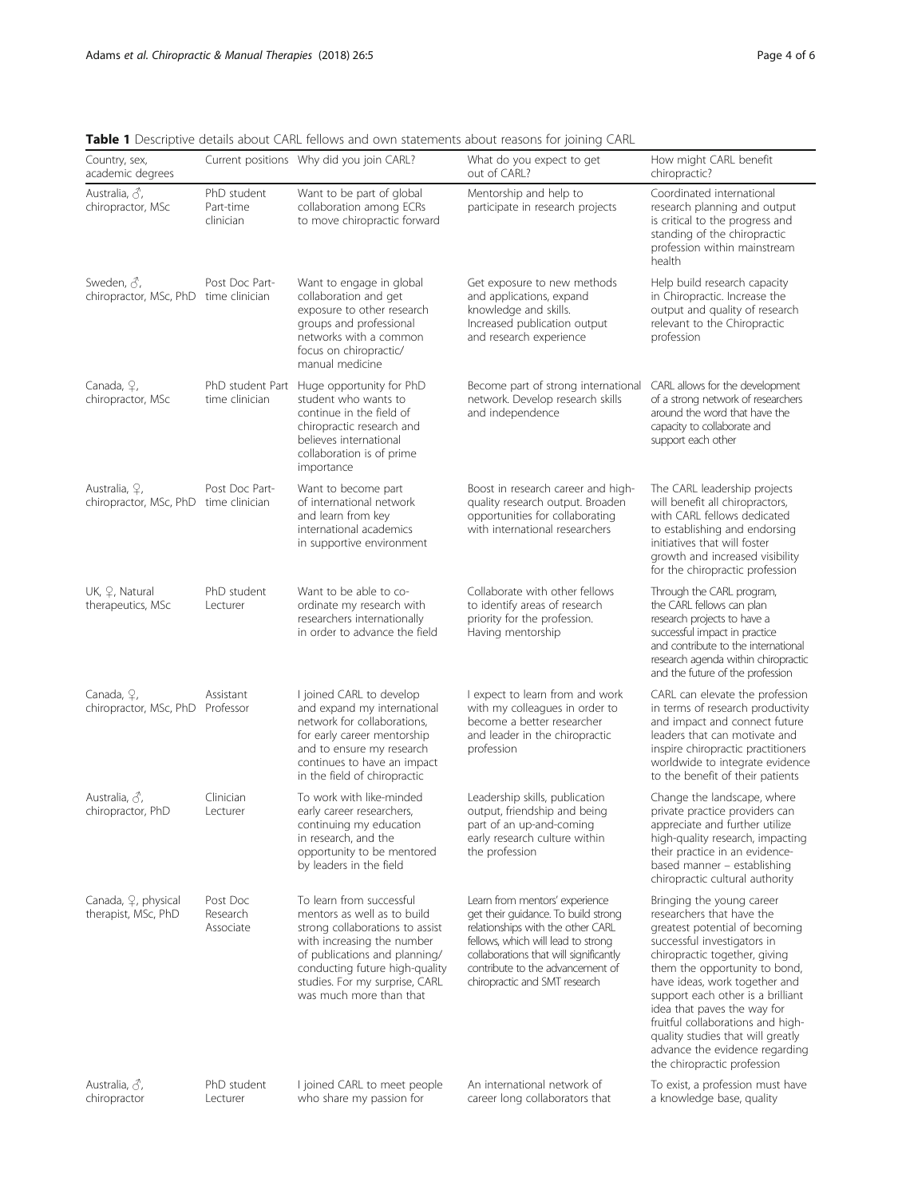**Table 1** Descriptive details about CARL fellows and own statements about reasons for joining CARL

| Country, sex, academic degrees | Current positions | Why did you join CARL? | What do you expect to get out of CARL? | How might CARL benefit chiropractic? |
|---|---|---|---|---|
| Australia, ♂, chiropractor, MSc | PhD student Part-time clinician | Want to be part of global collaboration among ECRs to move chiropractic forward | Mentorship and help to participate in research projects | Coordinated international research planning and output is critical to the progress and standing of the chiropractic profession within mainstream health |
| Sweden, ♂, chiropractor, MSc, PhD | Post Doc Part-time clinician | Want to engage in global collaboration and get exposure to other research groups and professional networks with a common focus on chiropractic/ manual medicine | Get exposure to new methods and applications, expand knowledge and skills. Increased publication output and research experience | Help build research capacity in Chiropractic. Increase the output and quality of research relevant to the Chiropractic profession |
| Canada, ♀, chiropractor, MSc | PhD student Part time clinician | Huge opportunity for PhD student who wants to continue in the field of chiropractic research and believes international collaboration is of prime importance | Become part of strong international network. Develop research skills and independence | CARL allows for the development of a strong network of researchers around the word that have the capacity to collaborate and support each other |
| Australia, ♀, chiropractor, MSc, PhD | Post Doc Part-time clinician | Want to become part of international network and learn from key international academics in supportive environment | Boost in research career and high-quality research output. Broaden opportunities for collaborating with international researchers | The CARL leadership projects will benefit all chiropractors, with CARL fellows dedicated to establishing and endorsing initiatives that will foster growth and increased visibility for the chiropractic profession |
| UK, ♀, Natural therapeutics, MSc | PhD student Lecturer | Want to be able to co-ordinate my research with researchers internationally in order to advance the field | Collaborate with other fellows to identify areas of research priority for the profession. Having mentorship | Through the CARL program, the CARL fellows can plan research projects to have a successful impact in practice and contribute to the international research agenda within chiropractic and the future of the profession |
| Canada, ♀, chiropractor, MSc, PhD | Assistant Professor | I joined CARL to develop and expand my international network for collaborations, for early career mentorship and to ensure my research continues to have an impact in the field of chiropractic | I expect to learn from and work with my colleagues in order to become a better researcher and leader in the chiropractic profession | CARL can elevate the profession in terms of research productivity and impact and connect future leaders that can motivate and inspire chiropractic practitioners worldwide to integrate evidence to the benefit of their patients |
| Australia, ♂, chiropractor, PhD | Clinician Lecturer | To work with like-minded early career researchers, continuing my education in research, and the opportunity to be mentored by leaders in the field | Leadership skills, publication output, friendship and being part of an up-and-coming early research culture within the profession | Change the landscape, where private practice providers can appreciate and further utilize high-quality research, impacting their practice in an evidence-based manner – establishing chiropractic cultural authority |
| Canada, ♀, physical therapist, MSc, PhD | Post Doc Research Associate | To learn from successful mentors as well as to build strong collaborations to assist with increasing the number of publications and planning/ conducting future high-quality studies. For my surprise, CARL was much more than that | Learn from mentors' experience get their guidance. To build strong relationships with the other CARL fellows, which will lead to strong collaborations that will significantly contribute to the advancement of chiropractic and SMT research | Bringing the young career researchers that have the greatest potential of becoming successful investigators in chiropractic together, giving them the opportunity to bond, have ideas, work together and support each other is a brilliant idea that paves the way for fruitful collaborations and high-quality studies that will greatly advance the evidence regarding the chiropractic profession |
| Australia, ♂, chiropractor | PhD student Lecturer | I joined CARL to meet people who share my passion for | An international network of career long collaborators that | To exist, a profession must have a knowledge base, quality |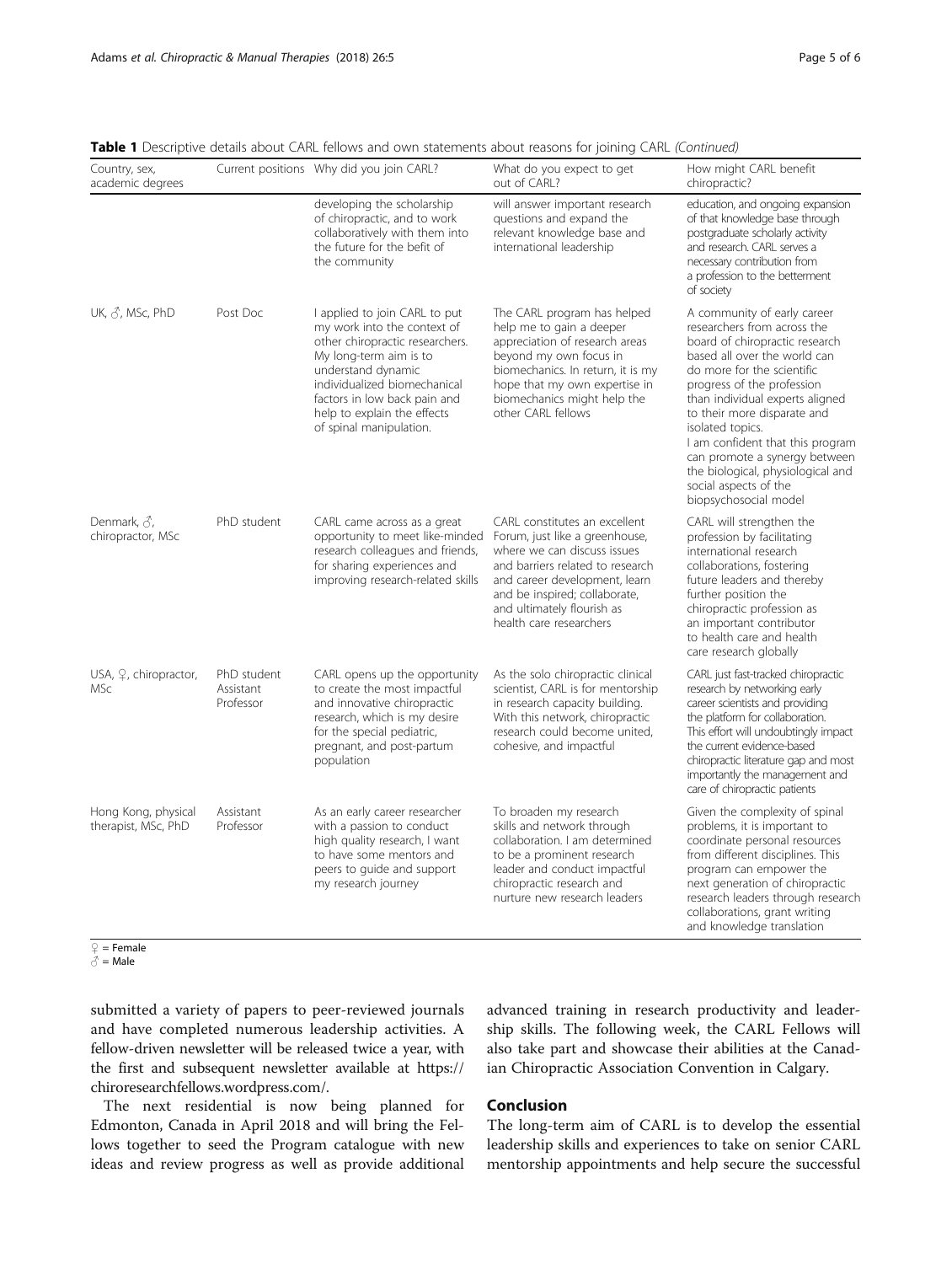**Table 1** Descriptive details about CARL fellows and own statements about reasons for joining CARL *(Continued)*

| Country, sex, academic degrees | Current positions | Why did you join CARL? | What do you expect to get out of CARL? | How might CARL benefit chiropractic? |
|---|---|---|---|---|
| | | developing the scholarship of chiropractic, and to work collaboratively with them into the future for the befit of the community | will answer important research questions and expand the relevant knowledge base and international leadership | education, and ongoing expansion of that knowledge base through postgraduate scholarly activity and research. CARL serves a necessary contribution from a profession to the betterment of society |
| UK, ♂, MSc, PhD | Post Doc | I applied to join CARL to put my work into the context of other chiropractic researchers. My long-term aim is to understand dynamic individualized biomechanical factors in low back pain and help to explain the effects of spinal manipulation. | The CARL program has helped help me to gain a deeper appreciation of research areas beyond my own focus in biomechanics. In return, it is my hope that my own expertise in biomechanics might help the other CARL fellows | A community of early career researchers from across the board of chiropractic research based all over the world can do more for the scientific progress of the profession than individual experts aligned to their more disparate and isolated topics. I am confident that this program can promote a synergy between the biological, physiological and social aspects of the biopsychosocial model |
| Denmark, ♂, chiropractor, MSc | PhD student | CARL came across as a great opportunity to meet like-minded research colleagues and friends, for sharing experiences and improving research-related skills | CARL constitutes an excellent Forum, just like a greenhouse, where we can discuss issues and barriers related to research and career development, learn and be inspired; collaborate, and ultimately flourish as health care researchers | CARL will strengthen the profession by facilitating international research collaborations, fostering future leaders and thereby further position the chiropractic profession as an important contributor to health care and health care research globally |
| USA, ♀, chiropractor, MSc | PhD student Assistant Professor | CARL opens up the opportunity to create the most impactful and innovative chiropractic research, which is my desire for the special pediatric, pregnant, and post-partum population | As the solo chiropractic clinical scientist, CARL is for mentorship in research capacity building. With this network, chiropractic research could become united, cohesive, and impactful | CARL just fast-tracked chiropractic research by networking early career scientists and providing the platform for collaboration. This effort will undoubtingly impact the current evidence-based chiropractic literature gap and most importantly the management and care of chiropractic patients |
| Hong Kong, physical therapist, MSc, PhD | Assistant Professor | As an early career researcher with a passion to conduct high quality research, I want to have some mentors and peers to guide and support my research journey | To broaden my research skills and network through collaboration. I am determined to be a prominent research leader and conduct impactful chiropractic research and nurture new research leaders | Given the complexity of spinal problems, it is important to coordinate personal resources from different disciplines. This program can empower the next generation of chiropractic research leaders through research collaborations, grant writing and knowledge translation |

♀ = Female
♂ = Male

submitted a variety of papers to peer-reviewed journals and have completed numerous leadership activities. A fellow-driven newsletter will be released twice a year, with the first and subsequent newsletter available at https://chiroresearchfellows.wordpress.com/.

The next residential is now being planned for Edmonton, Canada in April 2018 and will bring the Fellows together to seed the Program catalogue with new ideas and review progress as well as provide additional advanced training in research productivity and leadership skills. The following week, the CARL Fellows will also take part and showcase their abilities at the Canadian Chiropractic Association Convention in Calgary.

## Conclusion

The long-term aim of CARL is to develop the essential leadership skills and experiences to take on senior CARL mentorship appointments and help secure the successful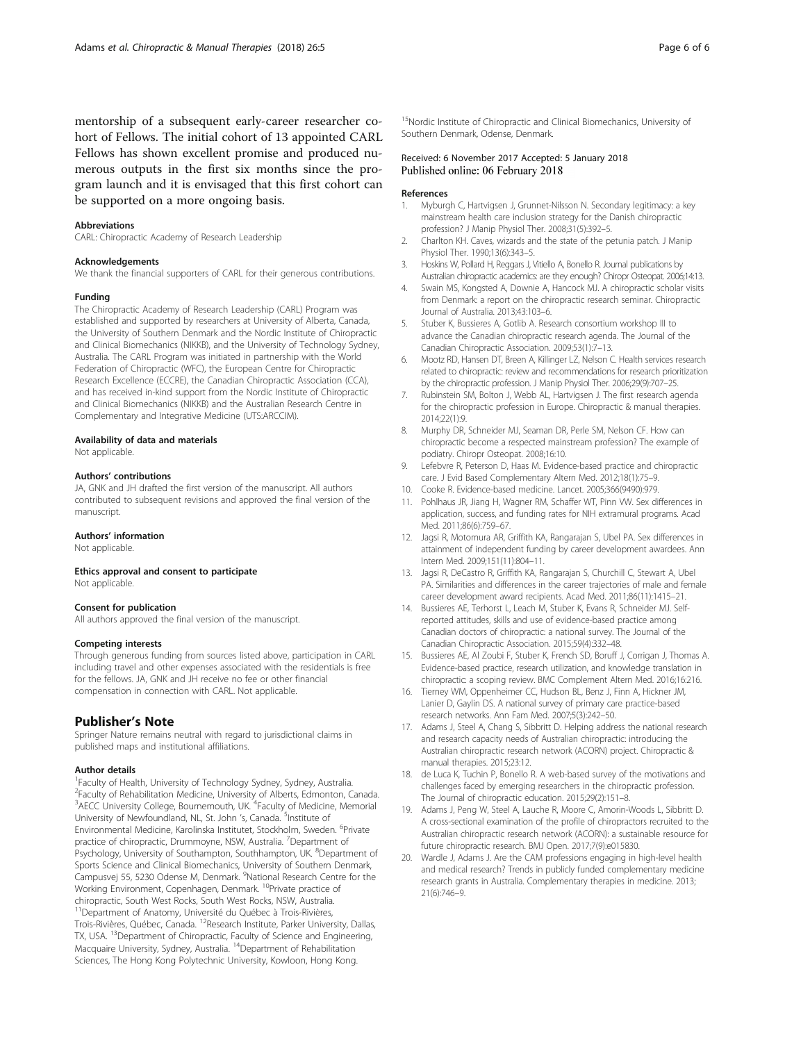mentorship of a subsequent early-career researcher cohort of Fellows. The initial cohort of 13 appointed CARL Fellows has shown excellent promise and produced numerous outputs in the first six months since the program launch and it is envisaged that this first cohort can be supported on a more ongoing basis.

### Abbreviations

CARL: Chiropractic Academy of Research Leadership

### Acknowledgements

We thank the financial supporters of CARL for their generous contributions.

### Funding

The Chiropractic Academy of Research Leadership (CARL) Program was established and supported by researchers at University of Alberta, Canada, the University of Southern Denmark and the Nordic Institute of Chiropractic and Clinical Biomechanics (NIKKB), and the University of Technology Sydney, Australia. The CARL Program was initiated in partnership with the World Federation of Chiropractic (WFC), the European Centre for Chiropractic Research Excellence (ECCRE), the Canadian Chiropractic Association (CCA), and has received in-kind support from the Nordic Institute of Chiropractic and Clinical Biomechanics (NIKKB) and the Australian Research Centre in Complementary and Integrative Medicine (UTS:ARCCIM).

### Availability of data and materials

Not applicable.

### Authors' contributions

JA, GNK and JH drafted the first version of the manuscript. All authors contributed to subsequent revisions and approved the final version of the manuscript.

### Authors' information

Not applicable.

### Ethics approval and consent to participate

Not applicable.

### Consent for publication

All authors approved the final version of the manuscript.

### Competing interests

Through generous funding from sources listed above, participation in CARL including travel and other expenses associated with the residentials is free for the fellows. JA, GNK and JH receive no fee or other financial compensation in connection with CARL. Not applicable.

## Publisher's Note

Springer Nature remains neutral with regard to jurisdictional claims in published maps and institutional affiliations.

### Author details

[1]Faculty of Health, University of Technology Sydney, Sydney, Australia. [2]Faculty of Rehabilitation Medicine, University of Alberts, Edmonton, Canada. [3]AECC University College, Bournemouth, UK. [4]Faculty of Medicine, Memorial University of Newfoundland, NL, St. John 's, Canada. [5]Institute of Environmental Medicine, Karolinska Institutet, Stockholm, Sweden. [6]Private practice of chiropractic, Drummoyne, NSW, Australia. [7]Department of Psychology, University of Southampton, Southhampton, UK. [8]Department of Sports Science and Clinical Biomechanics, University of Southern Denmark, Campusvej 55, 5230 Odense M, Denmark. [9]National Research Centre for the Working Environment, Copenhagen, Denmark. [10]Private practice of chiropractic, South West Rocks, South West Rocks, NSW, Australia. [11]Department of Anatomy, Université du Québec à Trois-Rivières, Trois-Rivières, Québec, Canada. [12]Research Institute, Parker University, Dallas, TX, USA. [13]Department of Chiropractic, Faculty of Science and Engineering, Macquaire University, Sydney, Australia. [14]Department of Rehabilitation Sciences, The Hong Kong Polytechnic University, Kowloon, Hong Kong. [15]Nordic Institute of Chiropractic and Clinical Biomechanics, University of Southern Denmark, Odense, Denmark.

Received: 6 November 2017 Accepted: 5 January 2018
Published online: 06 February 2018

### References

1. Myburgh C, Hartvigsen J, Grunnet-Nilsson N. Secondary legitimacy: a key mainstream health care inclusion strategy for the Danish chiropractic profession? J Manip Physiol Ther. 2008;31(5):392–5.
2. Charlton KH. Caves, wizards and the state of the petunia patch. J Manip Physiol Ther. 1990;13(6):343–5.
3. Hoskins W, Pollard H, Reggars J, Vitiello A, Bonello R. Journal publications by Australian chiropractic academics: are they enough? Chiropr Osteopat. 2006;14:13.
4. Swain MS, Kongsted A, Downie A, Hancock MJ. A chiropractic scholar visits from Denmark: a report on the chiropractic research seminar. Chiropractic Journal of Australia. 2013;43:103–6.
5. Stuber K, Bussieres A, Gotlib A. Research consortium workshop III to advance the Canadian chiropractic research agenda. The Journal of the Canadian Chiropractic Association. 2009;53(1):7–13.
6. Mootz RD, Hansen DT, Breen A, Killinger LZ, Nelson C. Health services research related to chiropractic: review and recommendations for research prioritization by the chiropractic profession. J Manip Physiol Ther. 2006;29(9):707–25.
7. Rubinstein SM, Bolton J, Webb AL, Hartvigsen J. The first research agenda for the chiropractic profession in Europe. Chiropractic & manual therapies. 2014;22(1):9.
8. Murphy DR, Schneider MJ, Seaman DR, Perle SM, Nelson CF. How can chiropractic become a respected mainstream profession? The example of podiatry. Chiropr Osteopat. 2008;16:10.
9. Lefebvre R, Peterson D, Haas M. Evidence-based practice and chiropractic care. J Evid Based Complementary Altern Med. 2012;18(1):75–9.
10. Cooke R. Evidence-based medicine. Lancet. 2005;366(9490):979.
11. Pohlhaus JR, Jiang H, Wagner RM, Schaffer WT, Pinn VW. Sex differences in application, success, and funding rates for NIH extramural programs. Acad Med. 2011;86(6):759–67.
12. Jagsi R, Motomura AR, Griffith KA, Rangarajan S, Ubel PA. Sex differences in attainment of independent funding by career development awardees. Ann Intern Med. 2009;151(11):804–11.
13. Jagsi R, DeCastro R, Griffith KA, Rangarajan S, Churchill C, Stewart A, Ubel PA. Similarities and differences in the career trajectories of male and female career development award recipients. Acad Med. 2011;86(11):1415–21.
14. Bussieres AE, Terhorst L, Leach M, Stuber K, Evans R, Schneider MJ. Self-reported attitudes, skills and use of evidence-based practice among Canadian doctors of chiropractic: a national survey. The Journal of the Canadian Chiropractic Association. 2015;59(4):332–48.
15. Bussieres AE, Al Zoubi F, Stuber K, French SD, Boruff J, Corrigan J, Thomas A. Evidence-based practice, research utilization, and knowledge translation in chiropractic: a scoping review. BMC Complement Altern Med. 2016;16:216.
16. Tierney WM, Oppenheimer CC, Hudson BL, Benz J, Finn A, Hickner JM, Lanier D, Gaylin DS. A national survey of primary care practice-based research networks. Ann Fam Med. 2007;5(3):242–50.
17. Adams J, Steel A, Chang S, Sibbritt D. Helping address the national research and research capacity needs of Australian chiropractic: introducing the Australian chiropractic research network (ACORN) project. Chiropractic & manual therapies. 2015;23:12.
18. de Luca K, Tuchin P, Bonello R. A web-based survey of the motivations and challenges faced by emerging researchers in the chiropractic profession. The Journal of chiropractic education. 2015;29(2):151–8.
19. Adams J, Peng W, Steel A, Lauche R, Moore C, Amorin-Woods L, Sibbritt D. A cross-sectional examination of the profile of chiropractors recruited to the Australian chiropractic research network (ACORN): a sustainable resource for future chiropractic research. BMJ Open. 2017;7(9):e015830.
20. Wardle J, Adams J. Are the CAM professions engaging in high-level health and medical research? Trends in publicly funded complementary medicine research grants in Australia. Complementary therapies in medicine. 2013; 21(6):746–9.